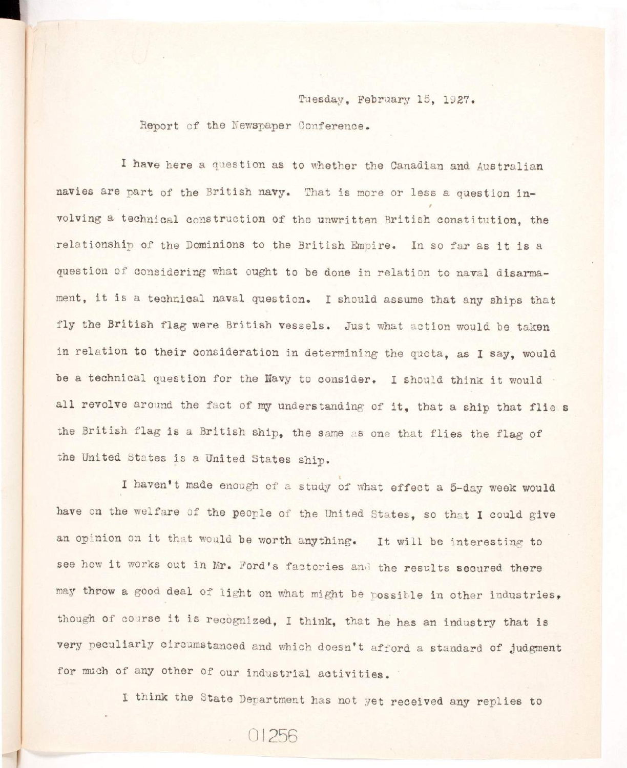Tuesday, February 15, 1927.

Report of the Newspaper Conference.

I have here a question as to whether the Canadian and Australian navies are part of the British navy. That is more or less a question involving a technical construction of the unwritten British constitution, the relationship of the Dominions to the British Empire. In so far as it is a question of considering what ought to be done in relation to naval disarmament, it is a technical naval question. I should assume that any ships that fly the British flag were British vessels. Just what action would be taken in relation to their consideration in determining the quota, as I say, would be a technical question for the Navy to consider. I should think it would all revolve around the fact of my understanding of it, that a ship that flies the British flag is a British ship, the same as one that flies the flag of the United States is a United States ship.

I haven't made enough of a study of what effect a 5-day week would have on the welfare of the people of the United States, so that I could give an opinion on it that would be worth anything. It will be interesting to see how it works out in Mr. Ford's factories and the results secured there may throw a good deal of light on what might be possible in other industries, though of course it is recognized, I think, that he has an industry that is very peculiarly circumstanced and which doesn't afford a standard of judgment for much of any other of our industrial activities.

I think the State Department has not yet received any replies to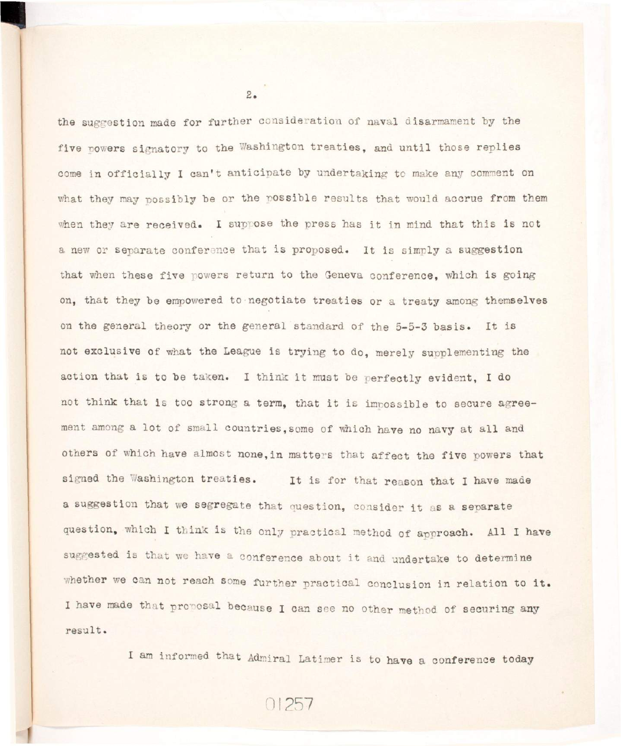the suggestion made for further consideration of naval disarmament by the five powers signatory to the Washington treaties, and until those replies come in officially I can't anticipate by undertaking to make any comment on what they may possibly be or the possible results that would accrue from them when they are received. I suppose the press has it in mind that this is not a new or separate conference that is proposed. It is simply a suggestion that when these five powers return to the Geneva conference, which is going on, that they be empowered to negotiate treaties or a treaty among themselves on the general theory or the general standard of the 5-5-3 basis. It is not exclusive of what the League is trying to do, merely supplementing the action that is to be taken. I think it must be perfectly evident, I do not think that is too strong a term, that it is impossible to secure agreement among a lot of small countries, some of which have no navy at all and others of which have almost none, in matters that affect the five powers that signed the Washington treaties. It is for that reason that I have made a suggestion that we segregate that question, consider it as a separate question, which I think is the only practical method of approach. All I have suggested is that we have a conference about it and undertake to determine whether we can not reach some further practical conclusion in relation to it. I have made that proposal because I can see no other method of securing any result.

I am informed that Admiral Latimer is to have a conference today

01257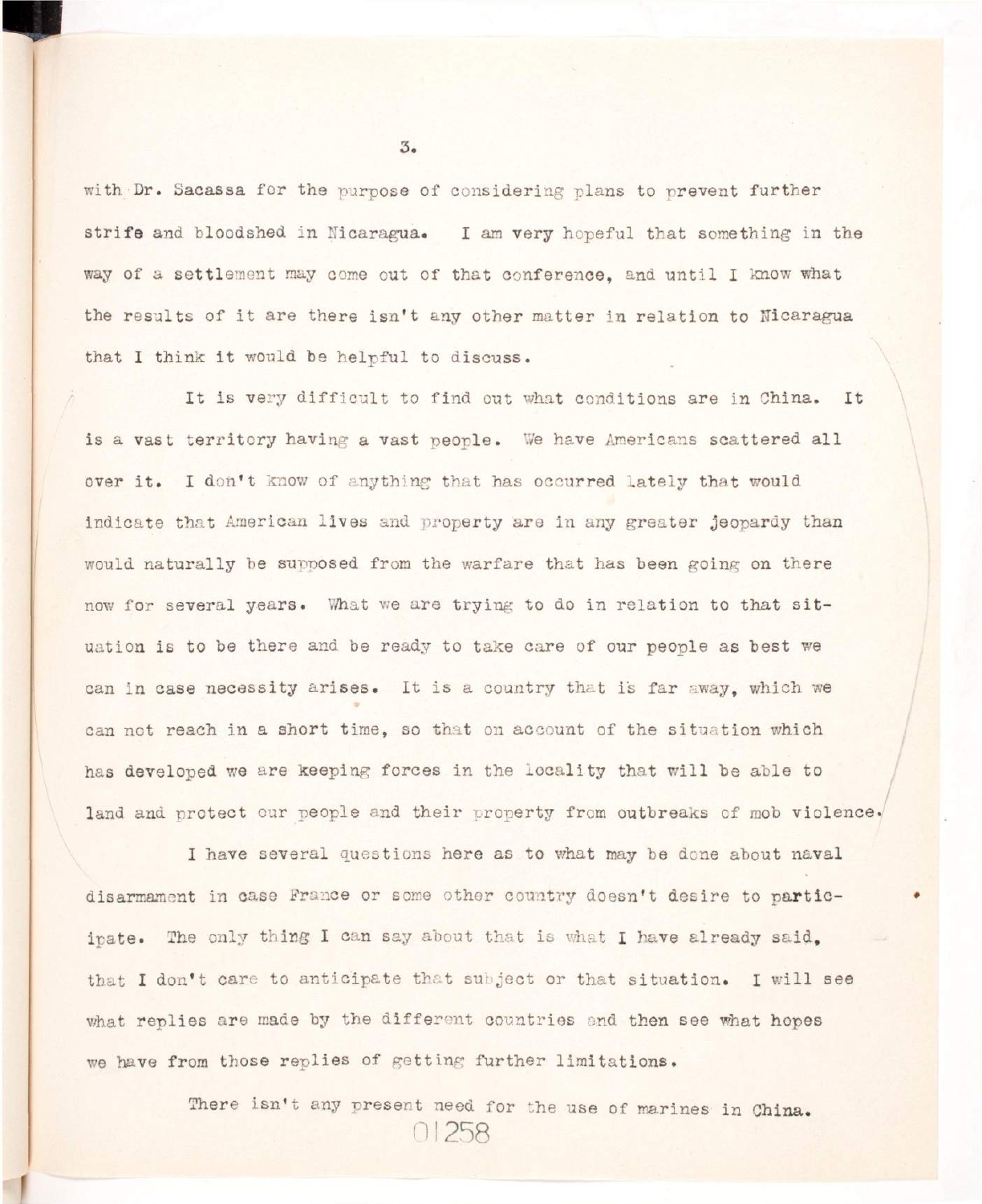with Dr. Sacassa for the purpose of considering plans to prevent further strife and bloodshed in Nicaragua. I am very hopeful that something in the way of a settlement may come out of that conference, and until I know what the results of it are there isn't any other matter in relation to Nicaragua that I think it would be helpful to discuss.

It is very difficult to find out what conditions are in China. It is a vast territory having a vast people. We have Americans scattered all over it. I don't know of anything that has occurred lately that would indicate that American lives and property are in any greater jeopardy than would naturally be supposed from the warfare that has been going on there now for several years. What we are trying to do in relation to that situation is to be there and be ready to take care of our people as best we can in case necessity arises. It is a country that is far away, which we can not reach in a short time, so that on account of the situation which has developed we are keeping forces in the locality that will be able to land and protect our people and their property from outbreaks of mob violence.

I have several questions here as to what may be done about naval disarmament in case France or some other country doesn't desire to participate. The only thing I can say about that is what I have already said, that I don't care to anticipate that subject or that situation. I will see what replies are made by the different countries and then see what hopes we have from those replies of getting further limitations.

There isn't any present need for the use of marines in China.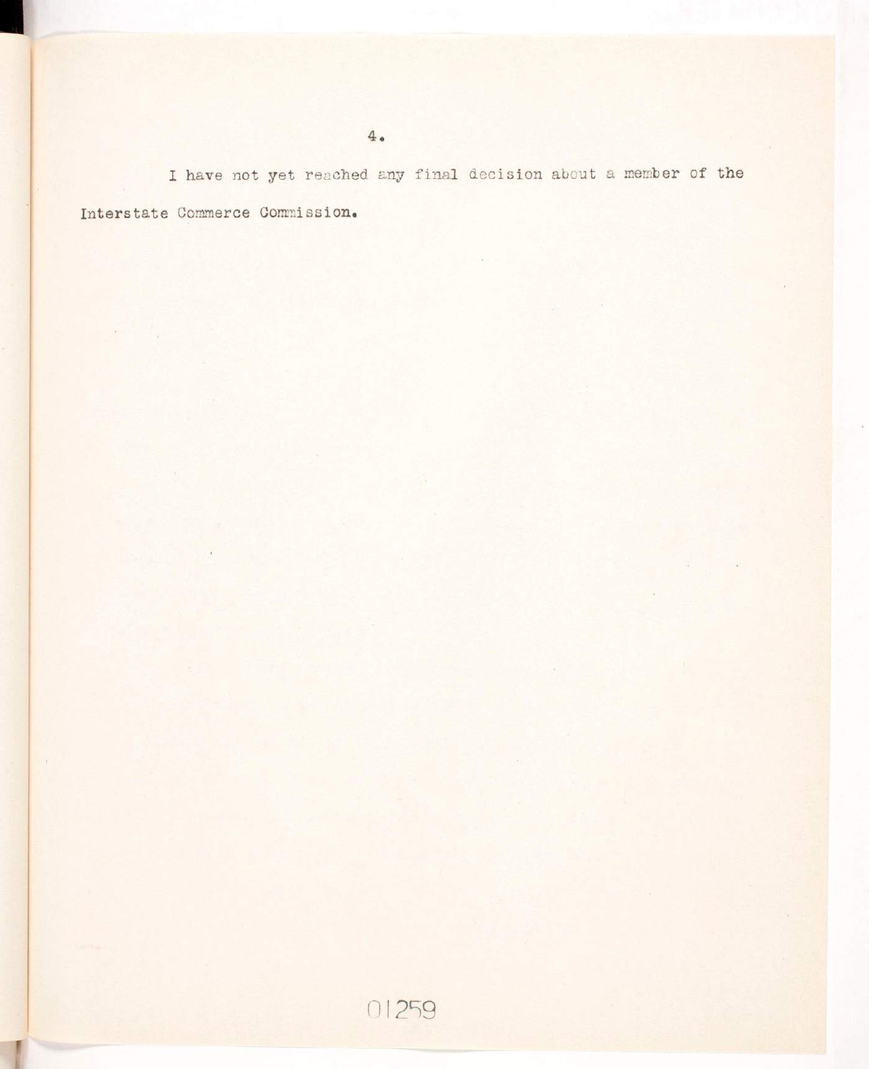I have not yet reached any final decision about a member of the Interstate Commerce Commission.